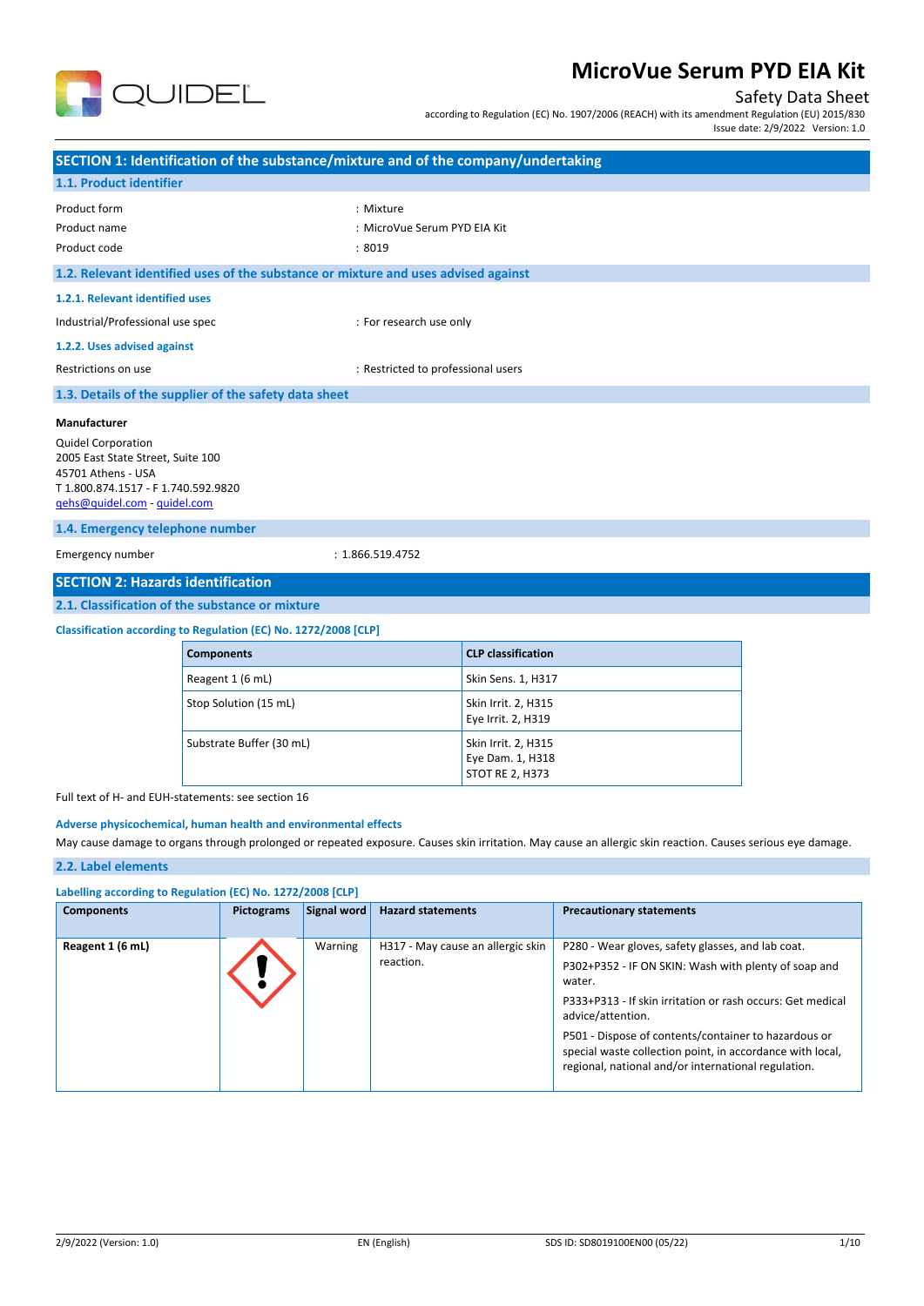# MicroVue Serum PYD EIA Kit

Safety Data Sheet

according to Regulation (EC) No. 1907/2006 (REACH) with its amendment Regulation (EU) 2015/830

Issue date: 2/9/2022 Version: 1.0

## SECTION 1: Identification of the substance/mixture and of the company/undertaking

### 1.1. Product identifier

| | |
|---|---|
| Product form | : Mixture |
| Product name | : MicroVue Serum PYD EIA Kit |
| Product code | : 8019 |

### 1.2. Relevant identified uses of the substance or mixture and uses advised against

#### 1.2.1. Relevant identified uses

Industrial/Professional use spec : For research use only

#### 1.2.2. Uses advised against

Restrictions on use : Restricted to professional users

### 1.3. Details of the supplier of the safety data sheet

**Manufacturer**

Quidel Corporation
2005 East State Street, Suite 100
45701 Athens - USA
T 1.800.874.1517 - F 1.740.592.9820
qehs@quidel.com - quidel.com

### 1.4. Emergency telephone number

Emergency number : 1.866.519.4752

## SECTION 2: Hazards identification

### 2.1. Classification of the substance or mixture

**Classification according to Regulation (EC) No. 1272/2008 [CLP]**

| Components | CLP classification |
|---|---|
| Reagent 1 (6 mL) | Skin Sens. 1, H317 |
| Stop Solution (15 mL) | Skin Irrit. 2, H315<br>Eye Irrit. 2, H319 |
| Substrate Buffer (30 mL) | Skin Irrit. 2, H315<br>Eye Dam. 1, H318<br>STOT RE 2, H373 |

Full text of H- and EUH-statements: see section 16

**Adverse physicochemical, human health and environmental effects**

May cause damage to organs through prolonged or repeated exposure. Causes skin irritation. May cause an allergic skin reaction. Causes serious eye damage.

### 2.2. Label elements

**Labelling according to Regulation (EC) No. 1272/2008 [CLP]**

| Components | Pictograms | Signal word | Hazard statements | Precautionary statements |
|---|---|---|---|---|
| **Reagent 1 (6 mL)** | | Warning | H317 - May cause an allergic skin reaction. | P280 - Wear gloves, safety glasses, and lab coat.<br>P302+P352 - IF ON SKIN: Wash with plenty of soap and water.<br>P333+P313 - If skin irritation or rash occurs: Get medical advice/attention.<br>P501 - Dispose of contents/container to hazardous or special waste collection point, in accordance with local, regional, national and/or international regulation. |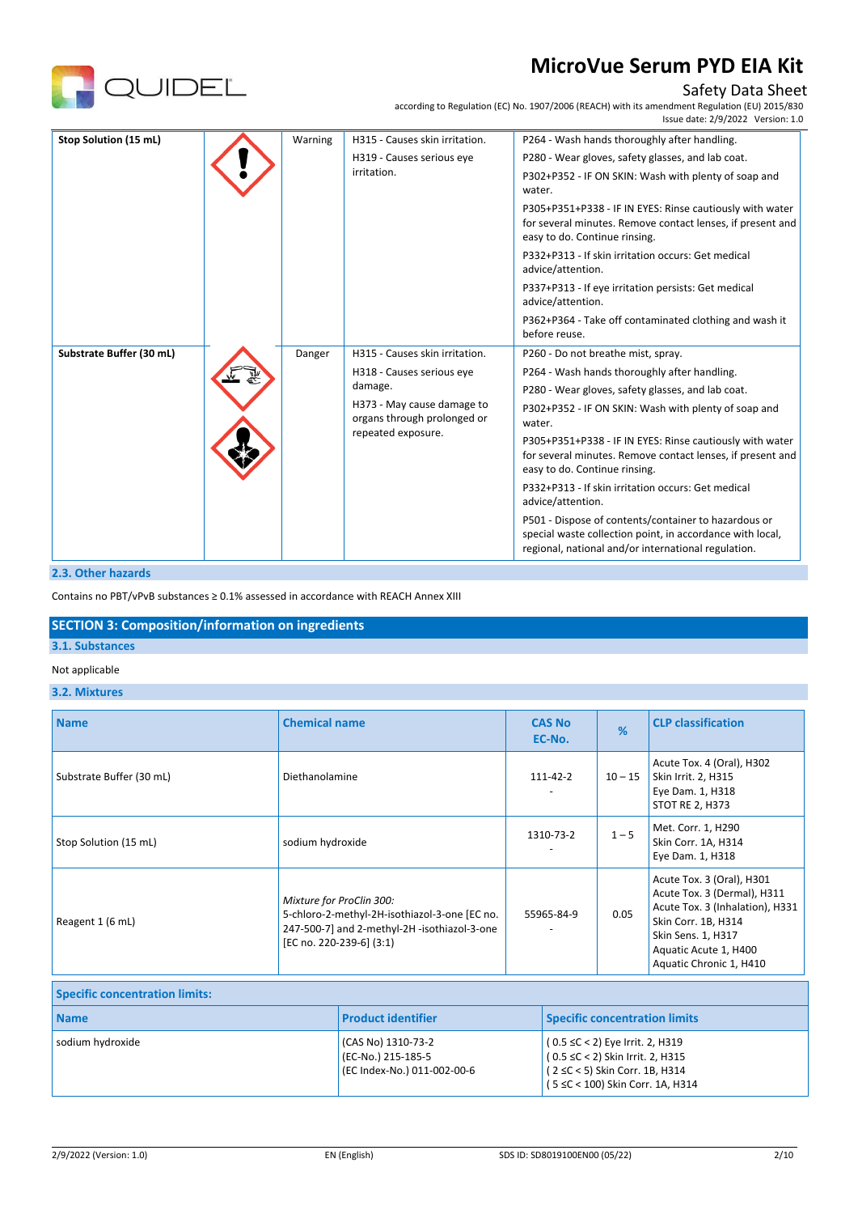| Stop Solution (15 mL) | | Warning | H315 - Causes skin irritation.<br>H319 - Causes serious eye irritation. | P264 - Wash hands thoroughly after handling.<br>P280 - Wear gloves, safety glasses, and lab coat.<br>P302+P352 - IF ON SKIN: Wash with plenty of soap and water.<br>P305+P351+P338 - IF IN EYES: Rinse cautiously with water for several minutes. Remove contact lenses, if present and easy to do. Continue rinsing.<br>P332+P313 - If skin irritation occurs: Get medical advice/attention.<br>P337+P313 - If eye irritation persists: Get medical advice/attention.<br>P362+P364 - Take off contaminated clothing and wash it before reuse. |
|---|---|---|---|---|
| Substrate Buffer (30 mL) | | Danger | H315 - Causes skin irritation.<br>H318 - Causes serious eye damage.<br>H373 - May cause damage to organs through prolonged or repeated exposure. | P260 - Do not breathe mist, spray.<br>P264 - Wash hands thoroughly after handling.<br>P280 - Wear gloves, safety glasses, and lab coat.<br>P302+P352 - IF ON SKIN: Wash with plenty of soap and water.<br>P305+P351+P338 - IF IN EYES: Rinse cautiously with water for several minutes. Remove contact lenses, if present and easy to do. Continue rinsing.<br>P332+P313 - If skin irritation occurs: Get medical advice/attention.<br>P501 - Dispose of contents/container to hazardous or special waste collection point, in accordance with local, regional, national and/or international regulation. |

### 2.3. Other hazards

Contains no PBT/vPvB substances ≥ 0.1% assessed in accordance with REACH Annex XIII

## SECTION 3: Composition/information on ingredients

### 3.1. Substances

Not applicable

### 3.2. Mixtures

| Name | Chemical name | CAS No<br>EC-No. | % | CLP classification |
|---|---|---|---|---|
| Substrate Buffer (30 mL) | Diethanolamine | 111-42-2<br>- | 10 – 15 | Acute Tox. 4 (Oral), H302<br>Skin Irrit. 2, H315<br>Eye Dam. 1, H318<br>STOT RE 2, H373 |
| Stop Solution (15 mL) | sodium hydroxide | 1310-73-2<br>- | 1 – 5 | Met. Corr. 1, H290<br>Skin Corr. 1A, H314<br>Eye Dam. 1, H318 |
| Reagent 1 (6 mL) | *Mixture for ProClin 300:*<br>5-chloro-2-methyl-2H-isothiazol-3-one [EC no. 247-500-7] and 2-methyl-2H -isothiazol-3-one [EC no. 220-239-6] (3:1) | 55965-84-9<br>- | 0.05 | Acute Tox. 3 (Oral), H301<br>Acute Tox. 3 (Dermal), H311<br>Acute Tox. 3 (Inhalation), H331<br>Skin Corr. 1B, H314<br>Skin Sens. 1, H317<br>Aquatic Acute 1, H400<br>Aquatic Chronic 1, H410 |

| Specific concentration limits: | | |
|---|---|---|
| **Name** | **Product identifier** | **Specific concentration limits** |
| sodium hydroxide | (CAS No) 1310-73-2<br>(EC-No.) 215-185-5<br>(EC Index-No.) 011-002-00-6 | ( 0.5 ≤C < 2) Eye Irrit. 2, H319<br>( 0.5 ≤C < 2) Skin Irrit. 2, H315<br>( 2 ≤C < 5) Skin Corr. 1B, H314<br>( 5 ≤C < 100) Skin Corr. 1A, H314 |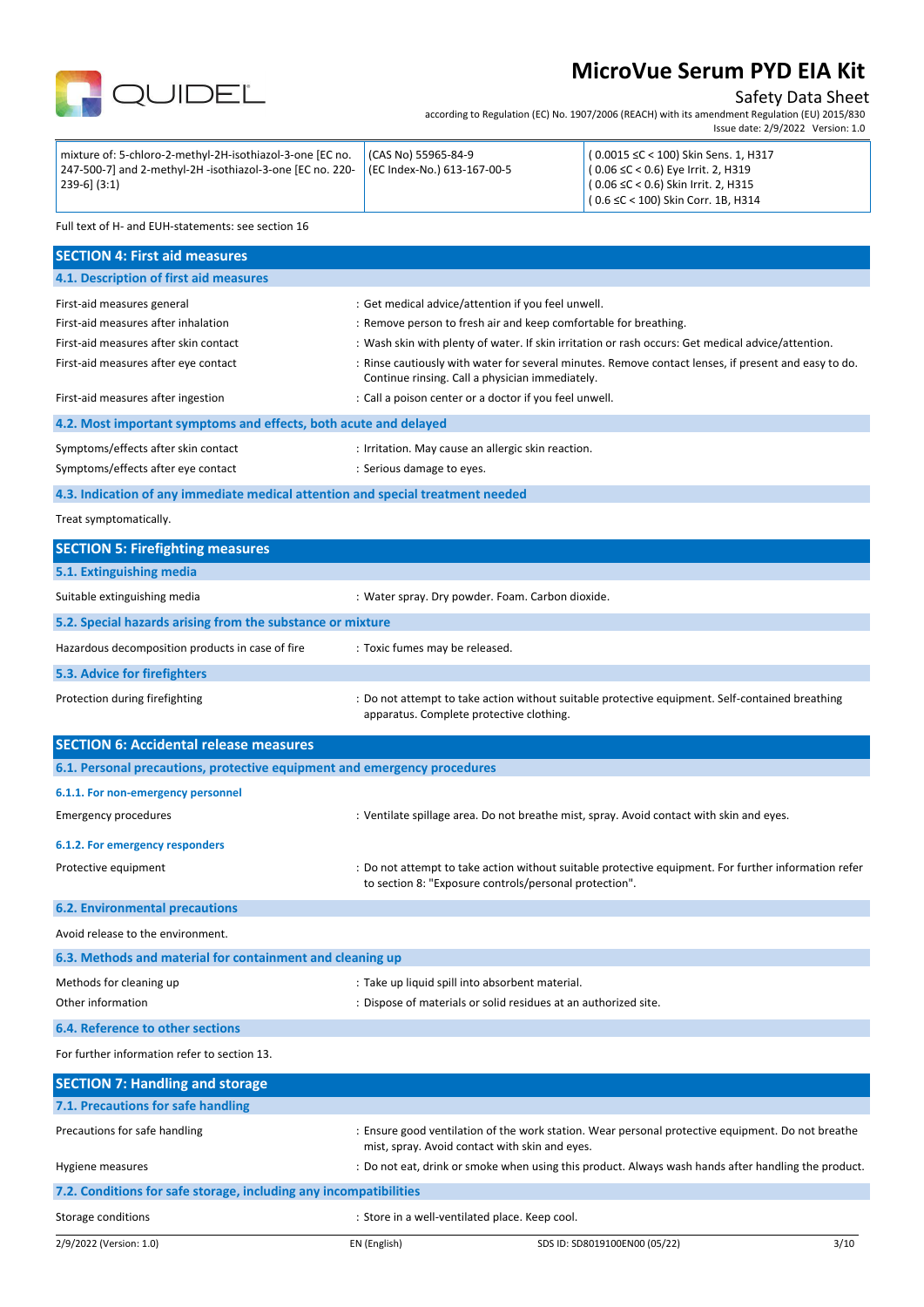| mixture of: 5-chloro-2-methyl-2H-isothiazol-3-one [EC no. 247-500-7] and 2-methyl-2H -isothiazol-3-one [EC no. 220-239-6] (3:1) | (CAS No) 55965-84-9<br>(EC Index-No.) 613-167-00-5 | ( 0.0015 ≤C < 100) Skin Sens. 1, H317<br>( 0.06 ≤C < 0.6) Eye Irrit. 2, H319<br>( 0.06 ≤C < 0.6) Skin Irrit. 2, H315<br>( 0.6 ≤C < 100) Skin Corr. 1B, H314 |
|---|---|---|

Full text of H- and EUH-statements: see section 16

## SECTION 4: First aid measures

### 4.1. Description of first aid measures

First-aid measures general : Get medical advice/attention if you feel unwell.

First-aid measures after inhalation : Remove person to fresh air and keep comfortable for breathing.

First-aid measures after skin contact : Wash skin with plenty of water. If skin irritation or rash occurs: Get medical advice/attention.

First-aid measures after eye contact : Rinse cautiously with water for several minutes. Remove contact lenses, if present and easy to do. Continue rinsing. Call a physician immediately.

First-aid measures after ingestion : Call a poison center or a doctor if you feel unwell.

### 4.2. Most important symptoms and effects, both acute and delayed

Symptoms/effects after skin contact : Irritation. May cause an allergic skin reaction.

Symptoms/effects after eye contact : Serious damage to eyes.

### 4.3. Indication of any immediate medical attention and special treatment needed

Treat symptomatically.

## SECTION 5: Firefighting measures

### 5.1. Extinguishing media

Suitable extinguishing media : Water spray. Dry powder. Foam. Carbon dioxide.

### 5.2. Special hazards arising from the substance or mixture

Hazardous decomposition products in case of fire : Toxic fumes may be released.

### 5.3. Advice for firefighters

Protection during firefighting : Do not attempt to take action without suitable protective equipment. Self-contained breathing apparatus. Complete protective clothing.

## SECTION 6: Accidental release measures

### 6.1. Personal precautions, protective equipment and emergency procedures

#### 6.1.1. For non-emergency personnel

Emergency procedures : Ventilate spillage area. Do not breathe mist, spray. Avoid contact with skin and eyes.

#### 6.1.2. For emergency responders

Protective equipment : Do not attempt to take action without suitable protective equipment. For further information refer to section 8: "Exposure controls/personal protection".

### 6.2. Environmental precautions

Avoid release to the environment.

### 6.3. Methods and material for containment and cleaning up

Methods for cleaning up : Take up liquid spill into absorbent material.

Other information : Dispose of materials or solid residues at an authorized site.

### 6.4. Reference to other sections

For further information refer to section 13.

## SECTION 7: Handling and storage

### 7.1. Precautions for safe handling

Precautions for safe handling : Ensure good ventilation of the work station. Wear personal protective equipment. Do not breathe mist, spray. Avoid contact with skin and eyes.

Hygiene measures : Do not eat, drink or smoke when using this product. Always wash hands after handling the product.

### 7.2. Conditions for safe storage, including any incompatibilities

Storage conditions : Store in a well-ventilated place. Keep cool.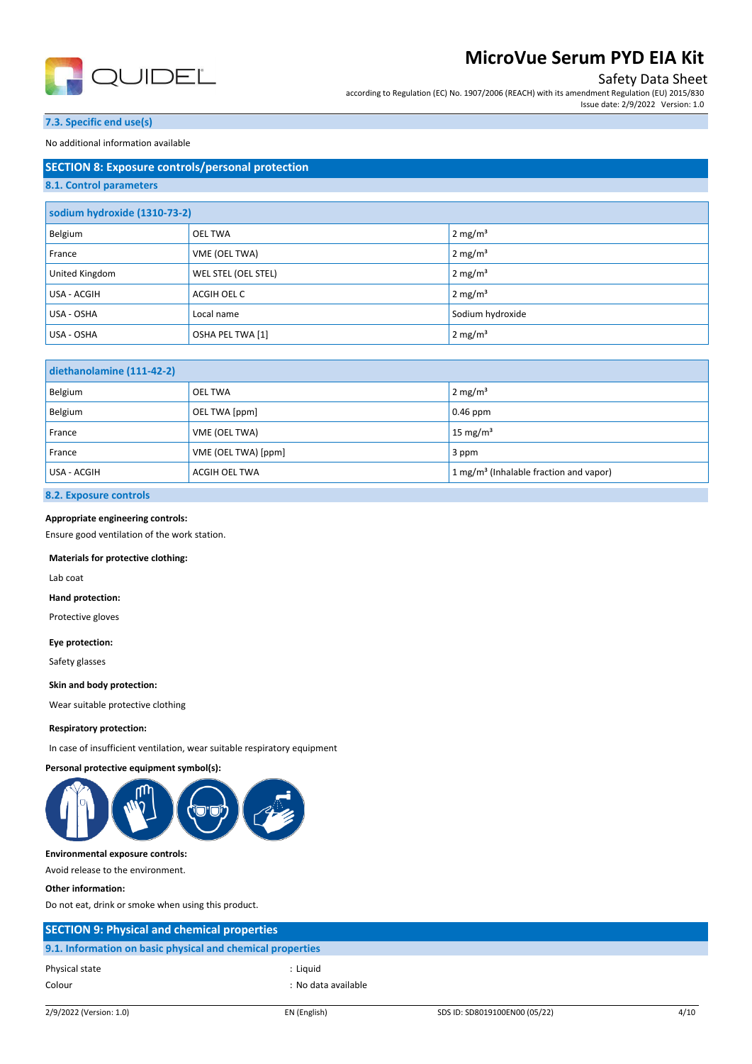### 7.3. Specific end use(s)

No additional information available

## SECTION 8: Exposure controls/personal protection

### 8.1. Control parameters

| sodium hydroxide (1310-73-2) | | |
|---|---|---|
| Belgium | OEL TWA | 2 mg/m³ |
| France | VME (OEL TWA) | 2 mg/m³ |
| United Kingdom | WEL STEL (OEL STEL) | 2 mg/m³ |
| USA - ACGIH | ACGIH OEL C | 2 mg/m³ |
| USA - OSHA | Local name | Sodium hydroxide |
| USA - OSHA | OSHA PEL TWA [1] | 2 mg/m³ |

| diethanolamine (111-42-2) | | |
|---|---|---|
| Belgium | OEL TWA | 2 mg/m³ |
| Belgium | OEL TWA [ppm] | 0.46 ppm |
| France | VME (OEL TWA) | 15 mg/m³ |
| France | VME (OEL TWA) [ppm] | 3 ppm |
| USA - ACGIH | ACGIH OEL TWA | 1 mg/m³ (Inhalable fraction and vapor) |

### 8.2. Exposure controls

**Appropriate engineering controls:**

Ensure good ventilation of the work station.

**Materials for protective clothing:**

Lab coat

**Hand protection:**

Protective gloves

**Eye protection:**

Safety glasses

**Skin and body protection:**

Wear suitable protective clothing

**Respiratory protection:**

In case of insufficient ventilation, wear suitable respiratory equipment

**Personal protective equipment symbol(s):**

**Environmental exposure controls:**

Avoid release to the environment.

**Other information:**

Do not eat, drink or smoke when using this product.

## SECTION 9: Physical and chemical properties

### 9.1. Information on basic physical and chemical properties

| | |
|---|---|
| Physical state | : Liquid |
| Colour | : No data available |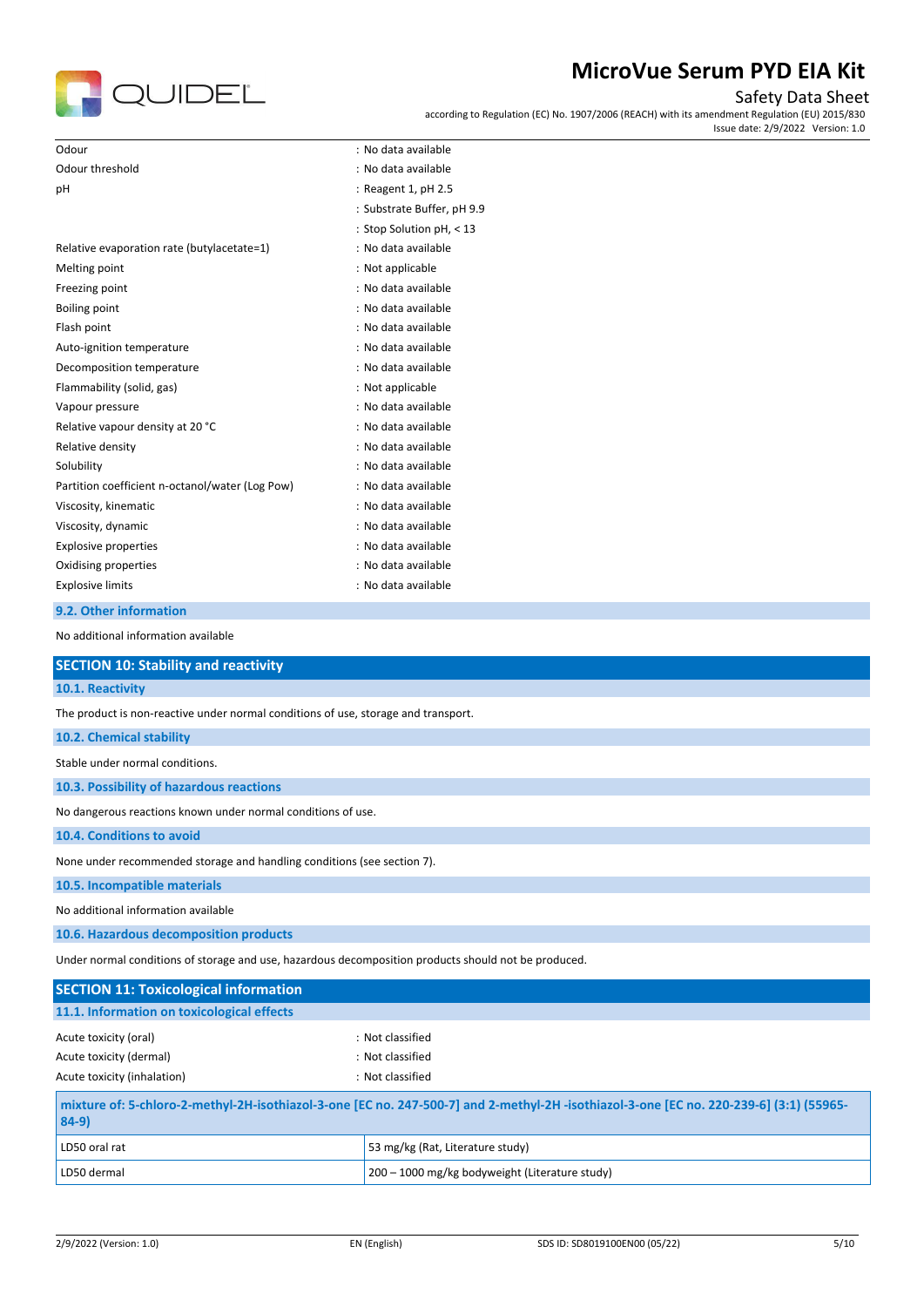| | |
|---|---|
| Odour | : No data available |
| Odour threshold | : No data available |
| pH | : Reagent 1, pH 2.5 |
| | : Substrate Buffer, pH 9.9 |
| | : Stop Solution pH, < 13 |
| Relative evaporation rate (butylacetate=1) | : No data available |
| Melting point | : Not applicable |
| Freezing point | : No data available |
| Boiling point | : No data available |
| Flash point | : No data available |
| Auto-ignition temperature | : No data available |
| Decomposition temperature | : No data available |
| Flammability (solid, gas) | : Not applicable |
| Vapour pressure | : No data available |
| Relative vapour density at 20 °C | : No data available |
| Relative density | : No data available |
| Solubility | : No data available |
| Partition coefficient n-octanol/water (Log Pow) | : No data available |
| Viscosity, kinematic | : No data available |
| Viscosity, dynamic | : No data available |
| Explosive properties | : No data available |
| Oxidising properties | : No data available |
| Explosive limits | : No data available |

### 9.2. Other information

No additional information available

## SECTION 10: Stability and reactivity

### 10.1. Reactivity

The product is non-reactive under normal conditions of use, storage and transport.

### 10.2. Chemical stability

Stable under normal conditions.

### 10.3. Possibility of hazardous reactions

No dangerous reactions known under normal conditions of use.

### 10.4. Conditions to avoid

None under recommended storage and handling conditions (see section 7).

### 10.5. Incompatible materials

No additional information available

### 10.6. Hazardous decomposition products

Under normal conditions of storage and use, hazardous decomposition products should not be produced.

## SECTION 11: Toxicological information

### 11.1. Information on toxicological effects

| | |
|---|---|
| Acute toxicity (oral) | : Not classified |
| Acute toxicity (dermal) | : Not classified |
| Acute toxicity (inhalation) | : Not classified |

| mixture of: 5-chloro-2-methyl-2H-isothiazol-3-one [EC no. 247-500-7] and 2-methyl-2H -isothiazol-3-one [EC no. 220-239-6] (3:1) (55965-84-9) | |
|---|---|
| LD50 oral rat | 53 mg/kg (Rat, Literature study) |
| LD50 dermal | 200 – 1000 mg/kg bodyweight (Literature study) |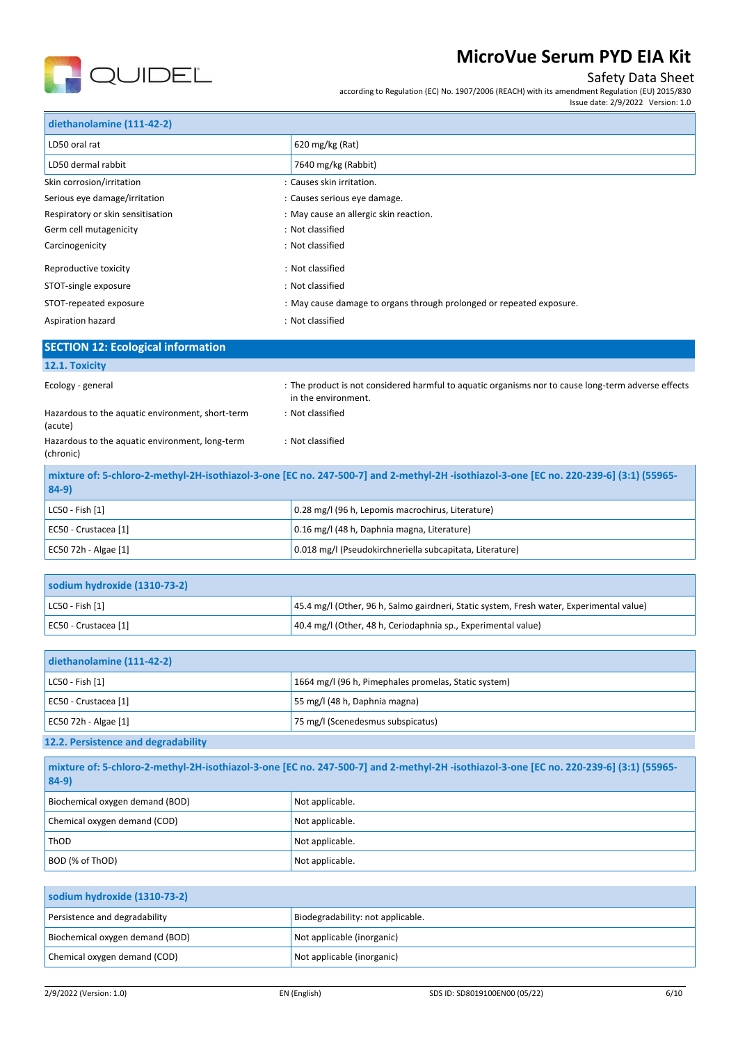| diethanolamine (111-42-2) | |
|---|---|
| LD50 oral rat | 620 mg/kg (Rat) |
| LD50 dermal rabbit | 7640 mg/kg (Rabbit) |

Skin corrosion/irritation : Causes skin irritation.

Serious eye damage/irritation : Causes serious eye damage.

Respiratory or skin sensitisation : May cause an allergic skin reaction.

Germ cell mutagenicity : Not classified

Carcinogenicity : Not classified

Reproductive toxicity : Not classified

STOT-single exposure : Not classified

STOT-repeated exposure : May cause damage to organs through prolonged or repeated exposure.

Aspiration hazard : Not classified

## SECTION 12: Ecological information

### 12.1. Toxicity

Ecology - general : The product is not considered harmful to aquatic organisms nor to cause long-term adverse effects in the environment.

Hazardous to the aquatic environment, short-term (acute) : Not classified

Hazardous to the aquatic environment, long-term (chronic) : Not classified

| mixture of: 5-chloro-2-methyl-2H-isothiazol-3-one [EC no. 247-500-7] and 2-methyl-2H -isothiazol-3-one [EC no. 220-239-6] (3:1) (55965-84-9) | |
|---|---|
| LC50 - Fish [1] | 0.28 mg/l (96 h, Lepomis macrochirus, Literature) |
| EC50 - Crustacea [1] | 0.16 mg/l (48 h, Daphnia magna, Literature) |
| EC50 72h - Algae [1] | 0.018 mg/l (Pseudokirchneriella subcapitata, Literature) |

| sodium hydroxide (1310-73-2) | |
|---|---|
| LC50 - Fish [1] | 45.4 mg/l (Other, 96 h, Salmo gairdneri, Static system, Fresh water, Experimental value) |
| EC50 - Crustacea [1] | 40.4 mg/l (Other, 48 h, Ceriodaphnia sp., Experimental value) |

| diethanolamine (111-42-2) | |
|---|---|
| LC50 - Fish [1] | 1664 mg/l (96 h, Pimephales promelas, Static system) |
| EC50 - Crustacea [1] | 55 mg/l (48 h, Daphnia magna) |
| EC50 72h - Algae [1] | 75 mg/l (Scenedesmus subspicatus) |

### 12.2. Persistence and degradability

| mixture of: 5-chloro-2-methyl-2H-isothiazol-3-one [EC no. 247-500-7] and 2-methyl-2H -isothiazol-3-one [EC no. 220-239-6] (3:1) (55965-84-9) | |
|---|---|
| Biochemical oxygen demand (BOD) | Not applicable. |
| Chemical oxygen demand (COD) | Not applicable. |
| ThOD | Not applicable. |
| BOD (% of ThOD) | Not applicable. |

| sodium hydroxide (1310-73-2) | |
|---|---|
| Persistence and degradability | Biodegradability: not applicable. |
| Biochemical oxygen demand (BOD) | Not applicable (inorganic) |
| Chemical oxygen demand (COD) | Not applicable (inorganic) |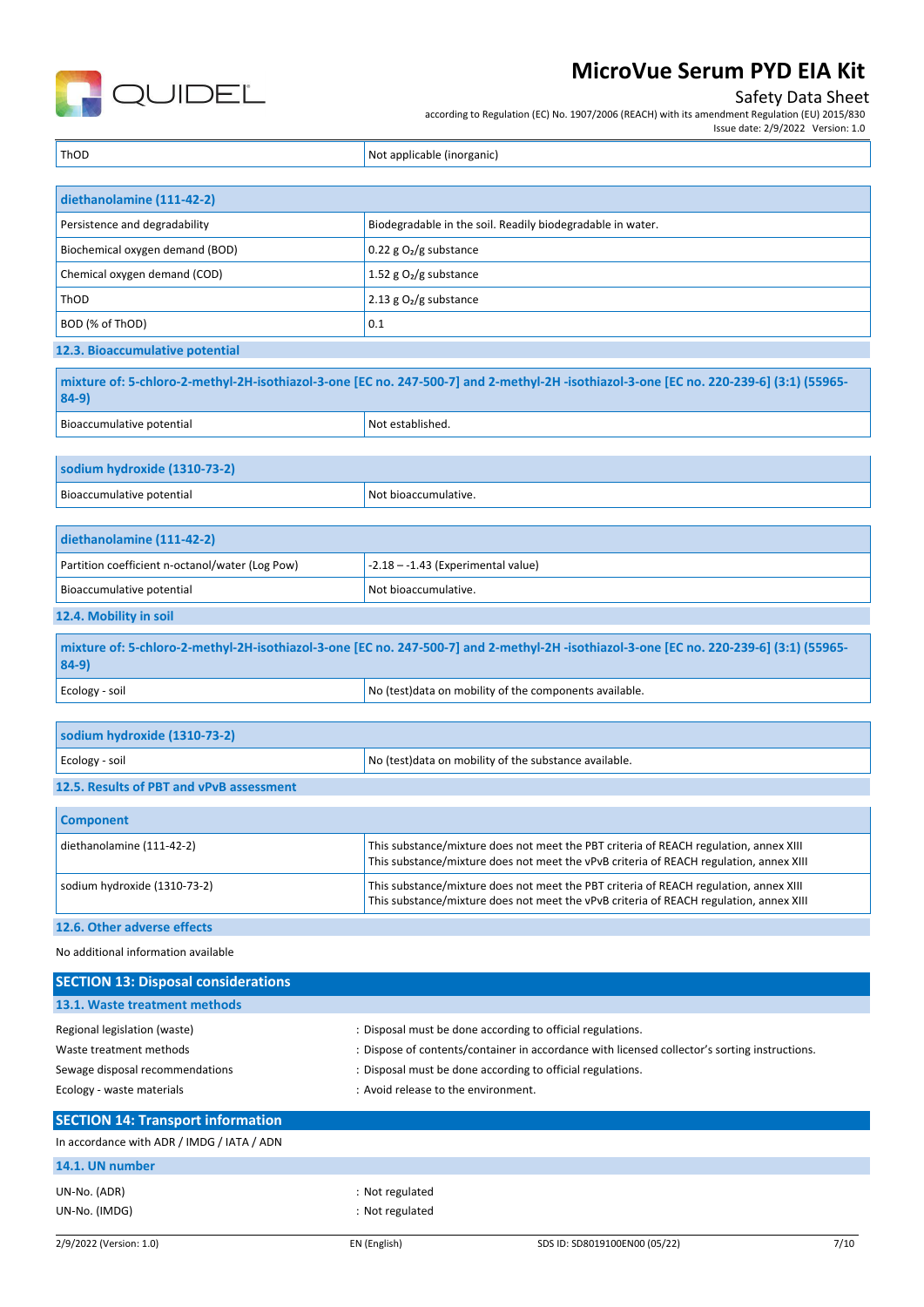| ThOD | Not applicable (inorganic) |
|---|---|

| diethanolamine (111-42-2) | |
|---|---|
| Persistence and degradability | Biodegradable in the soil. Readily biodegradable in water. |
| Biochemical oxygen demand (BOD) | 0.22 g $O_2$/g substance |
| Chemical oxygen demand (COD) | 1.52 g $O_2$/g substance |
| ThOD | 2.13 g $O_2$/g substance |
| BOD (% of ThOD) | 0.1 |

### 12.3. Bioaccumulative potential

| mixture of: 5-chloro-2-methyl-2H-isothiazol-3-one [EC no. 247-500-7] and 2-methyl-2H -isothiazol-3-one [EC no. 220-239-6] (3:1) (55965-84-9) | |
|---|---|
| Bioaccumulative potential | Not established. |

| sodium hydroxide (1310-73-2) | |
|---|---|
| Bioaccumulative potential | Not bioaccumulative. |

| diethanolamine (111-42-2) | |
|---|---|
| Partition coefficient n-octanol/water (Log Pow) | -2.18 – -1.43 (Experimental value) |
| Bioaccumulative potential | Not bioaccumulative. |

### 12.4. Mobility in soil

| mixture of: 5-chloro-2-methyl-2H-isothiazol-3-one [EC no. 247-500-7] and 2-methyl-2H -isothiazol-3-one [EC no. 220-239-6] (3:1) (55965-84-9) | |
|---|---|
| Ecology - soil | No (test)data on mobility of the components available. |

| sodium hydroxide (1310-73-2) | |
|---|---|
| Ecology - soil | No (test)data on mobility of the substance available. |

### 12.5. Results of PBT and vPvB assessment

| Component | |
|---|---|
| diethanolamine (111-42-2) | This substance/mixture does not meet the PBT criteria of REACH regulation, annex XIII<br>This substance/mixture does not meet the vPvB criteria of REACH regulation, annex XIII |
| sodium hydroxide (1310-73-2) | This substance/mixture does not meet the PBT criteria of REACH regulation, annex XIII<br>This substance/mixture does not meet the vPvB criteria of REACH regulation, annex XIII |

### 12.6. Other adverse effects

No additional information available

## SECTION 13: Disposal considerations

### 13.1. Waste treatment methods

Regional legislation (waste) : Disposal must be done according to official regulations.

Waste treatment methods : Dispose of contents/container in accordance with licensed collector's sorting instructions.

Sewage disposal recommendations : Disposal must be done according to official regulations.

Ecology - waste materials : Avoid release to the environment.

## SECTION 14: Transport information

In accordance with ADR / IMDG / IATA / ADN

### 14.1. UN number

UN-No. (ADR) : Not regulated

UN-No. (IMDG) : Not regulated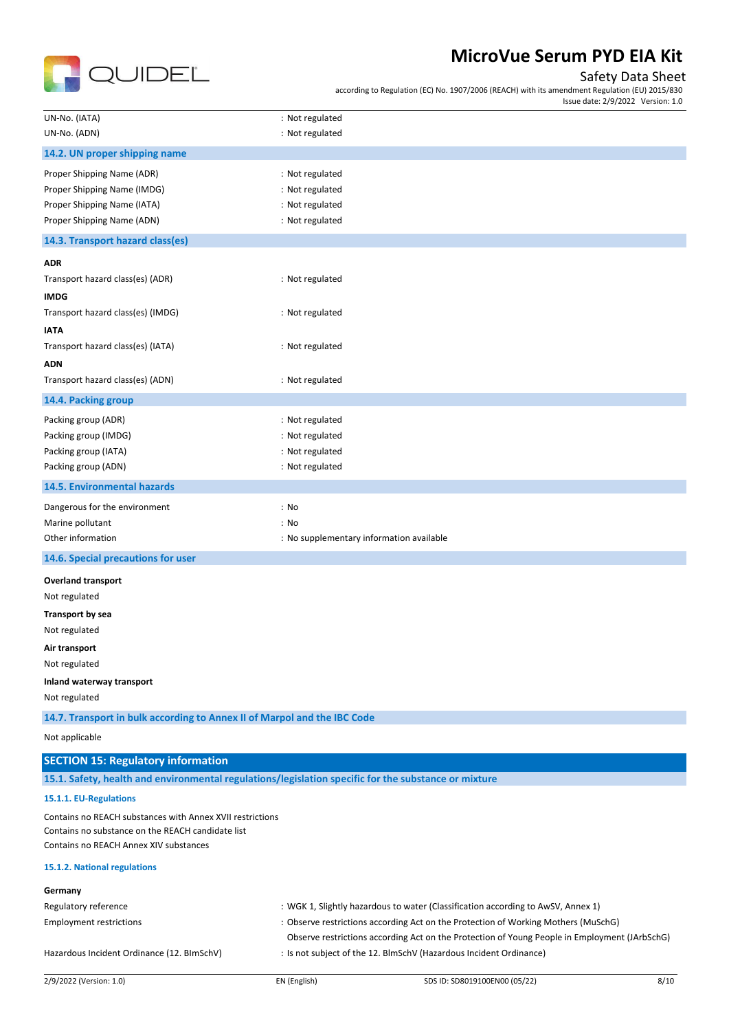| | |
|---|---|
| UN-No. (IATA) | : Not regulated |
| UN-No. (ADN) | : Not regulated |

### 14.2. UN proper shipping name

| | |
|---|---|
| Proper Shipping Name (ADR) | : Not regulated |
| Proper Shipping Name (IMDG) | : Not regulated |
| Proper Shipping Name (IATA) | : Not regulated |
| Proper Shipping Name (ADN) | : Not regulated |

### 14.3. Transport hazard class(es)

**ADR**

Transport hazard class(es) (ADR) : Not regulated

**IMDG**

Transport hazard class(es) (IMDG) : Not regulated

**IATA**

Transport hazard class(es) (IATA) : Not regulated

**ADN**

Transport hazard class(es) (ADN) : Not regulated

### 14.4. Packing group

| | |
|---|---|
| Packing group (ADR) | : Not regulated |
| Packing group (IMDG) | : Not regulated |
| Packing group (IATA) | : Not regulated |
| Packing group (ADN) | : Not regulated |

### 14.5. Environmental hazards

| | |
|---|---|
| Dangerous for the environment | : No |
| Marine pollutant | : No |
| Other information | : No supplementary information available |

### 14.6. Special precautions for user

**Overland transport**

Not regulated

**Transport by sea**

Not regulated

**Air transport**

Not regulated

**Inland waterway transport**

Not regulated

### 14.7. Transport in bulk according to Annex II of Marpol and the IBC Code

Not applicable

## SECTION 15: Regulatory information

### 15.1. Safety, health and environmental regulations/legislation specific for the substance or mixture

#### 15.1.1. EU-Regulations

Contains no REACH substances with Annex XVII restrictions
Contains no substance on the REACH candidate list
Contains no REACH Annex XIV substances

#### 15.1.2. National regulations

**Germany**

| | |
|---|---|
| Regulatory reference | : WGK 1, Slightly hazardous to water (Classification according to AwSV, Annex 1) |
| Employment restrictions | : Observe restrictions according Act on the Protection of Working Mothers (MuSchG)<br>Observe restrictions according Act on the Protection of Young People in Employment (JArbSchG) |
| Hazardous Incident Ordinance (12. BImSchV) | : Is not subject of the 12. BlmSchV (Hazardous Incident Ordinance) |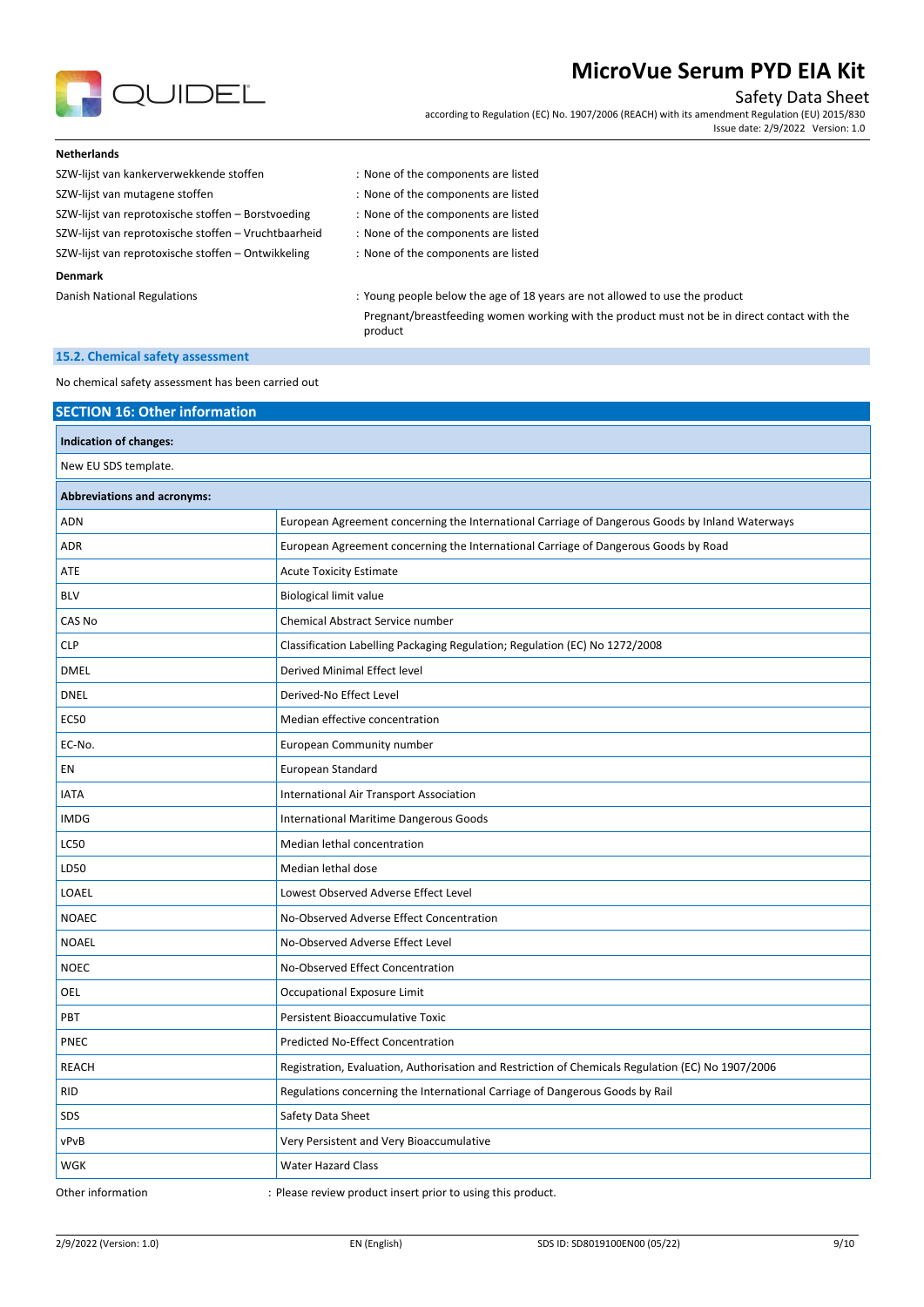**Netherlands**

| | |
|---|---|
| SZW-lijst van kankerverwekkende stoffen | : None of the components are listed |
| SZW-lijst van mutagene stoffen | : None of the components are listed |
| SZW-lijst van reprotoxische stoffen – Borstvoeding | : None of the components are listed |
| SZW-lijst van reprotoxische stoffen – Vruchtbaarheid | : None of the components are listed |
| SZW-lijst van reprotoxische stoffen – Ontwikkeling | : None of the components are listed |

**Denmark**

| | |
|---|---|
| Danish National Regulations | : Young people below the age of 18 years are not allowed to use the product<br>Pregnant/breastfeeding women working with the product must not be in direct contact with the product |

### 15.2. Chemical safety assessment

No chemical safety assessment has been carried out

## SECTION 16: Other information

**Indication of changes:**

New EU SDS template.

**Abbreviations and acronyms:**

| | |
|---|---|
| ADN | European Agreement concerning the International Carriage of Dangerous Goods by Inland Waterways |
| ADR | European Agreement concerning the International Carriage of Dangerous Goods by Road |
| ATE | Acute Toxicity Estimate |
| BLV | Biological limit value |
| CAS No | Chemical Abstract Service number |
| CLP | Classification Labelling Packaging Regulation; Regulation (EC) No 1272/2008 |
| DMEL | Derived Minimal Effect level |
| DNEL | Derived-No Effect Level |
| EC50 | Median effective concentration |
| EC-No. | European Community number |
| EN | European Standard |
| IATA | International Air Transport Association |
| IMDG | International Maritime Dangerous Goods |
| LC50 | Median lethal concentration |
| LD50 | Median lethal dose |
| LOAEL | Lowest Observed Adverse Effect Level |
| NOAEC | No-Observed Adverse Effect Concentration |
| NOAEL | No-Observed Adverse Effect Level |
| NOEC | No-Observed Effect Concentration |
| OEL | Occupational Exposure Limit |
| PBT | Persistent Bioaccumulative Toxic |
| PNEC | Predicted No-Effect Concentration |
| REACH | Registration, Evaluation, Authorisation and Restriction of Chemicals Regulation (EC) No 1907/2006 |
| RID | Regulations concerning the International Carriage of Dangerous Goods by Rail |
| SDS | Safety Data Sheet |
| vPvB | Very Persistent and Very Bioaccumulative |
| WGK | Water Hazard Class |

Other information : Please review product insert prior to using this product.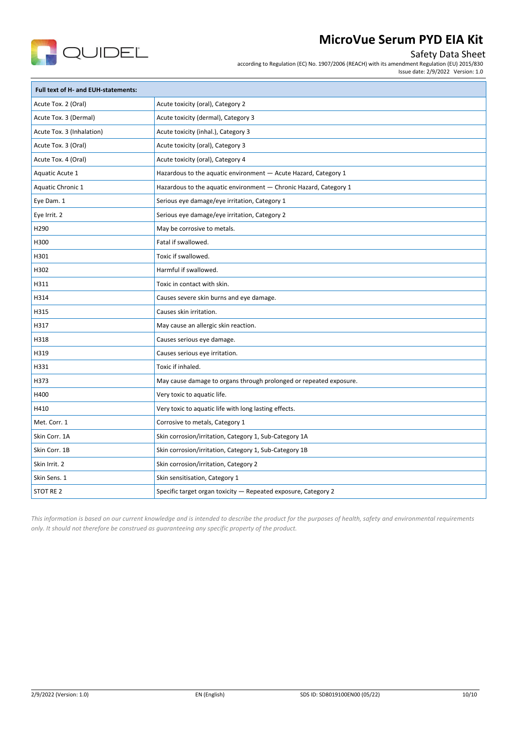| Full text of H- and EUH-statements: | |
|---|---|
| Acute Tox. 2 (Oral) | Acute toxicity (oral), Category 2 |
| Acute Tox. 3 (Dermal) | Acute toxicity (dermal), Category 3 |
| Acute Tox. 3 (Inhalation) | Acute toxicity (inhal.), Category 3 |
| Acute Tox. 3 (Oral) | Acute toxicity (oral), Category 3 |
| Acute Tox. 4 (Oral) | Acute toxicity (oral), Category 4 |
| Aquatic Acute 1 | Hazardous to the aquatic environment — Acute Hazard, Category 1 |
| Aquatic Chronic 1 | Hazardous to the aquatic environment — Chronic Hazard, Category 1 |
| Eye Dam. 1 | Serious eye damage/eye irritation, Category 1 |
| Eye Irrit. 2 | Serious eye damage/eye irritation, Category 2 |
| H290 | May be corrosive to metals. |
| H300 | Fatal if swallowed. |
| H301 | Toxic if swallowed. |
| H302 | Harmful if swallowed. |
| H311 | Toxic in contact with skin. |
| H314 | Causes severe skin burns and eye damage. |
| H315 | Causes skin irritation. |
| H317 | May cause an allergic skin reaction. |
| H318 | Causes serious eye damage. |
| H319 | Causes serious eye irritation. |
| H331 | Toxic if inhaled. |
| H373 | May cause damage to organs through prolonged or repeated exposure. |
| H400 | Very toxic to aquatic life. |
| H410 | Very toxic to aquatic life with long lasting effects. |
| Met. Corr. 1 | Corrosive to metals, Category 1 |
| Skin Corr. 1A | Skin corrosion/irritation, Category 1, Sub-Category 1A |
| Skin Corr. 1B | Skin corrosion/irritation, Category 1, Sub-Category 1B |
| Skin Irrit. 2 | Skin corrosion/irritation, Category 2 |
| Skin Sens. 1 | Skin sensitisation, Category 1 |
| STOT RE 2 | Specific target organ toxicity — Repeated exposure, Category 2 |

*This information is based on our current knowledge and is intended to describe the product for the purposes of health, safety and environmental requirements only. It should not therefore be construed as guaranteeing any specific property of the product.*